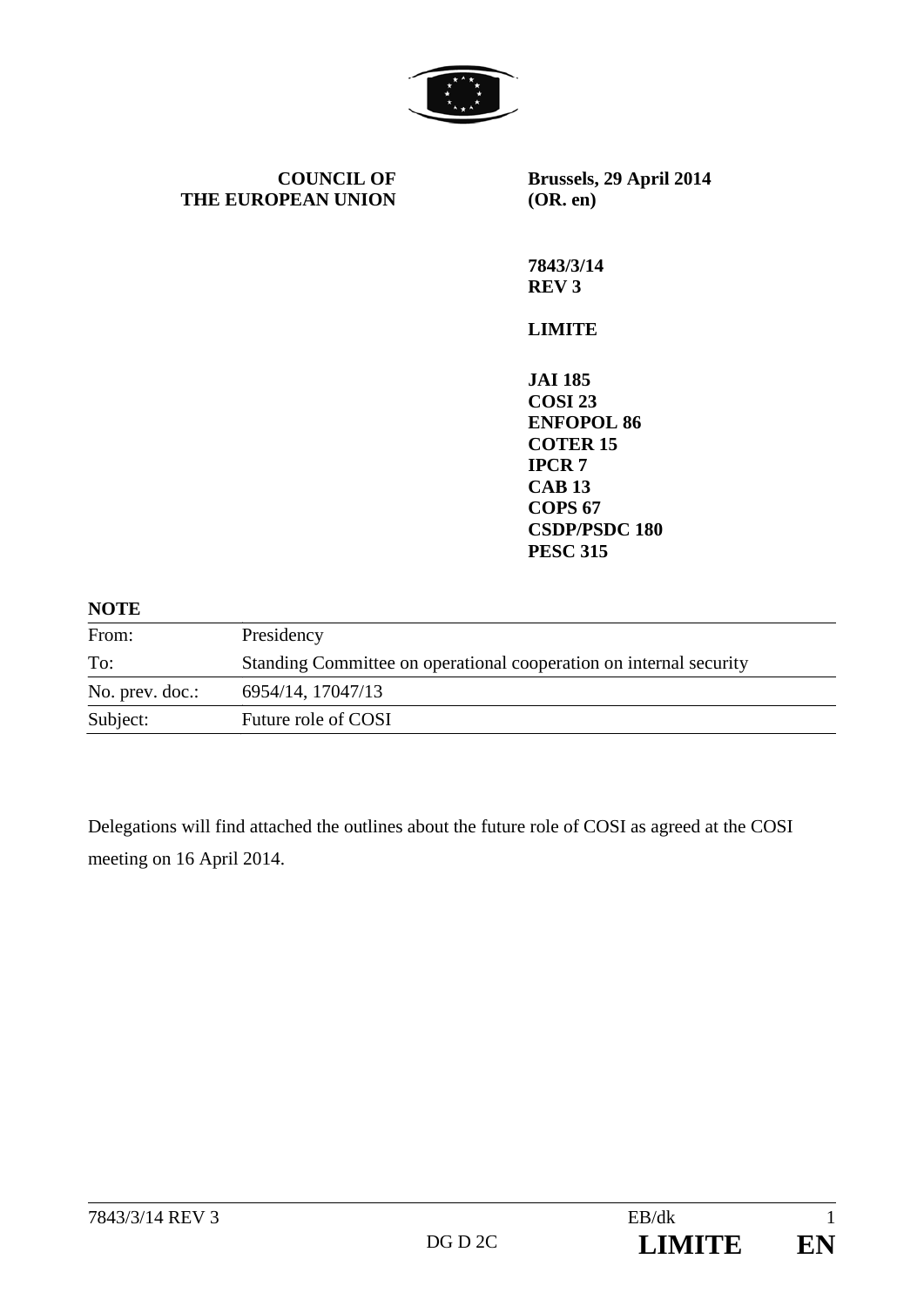**COUNCIL OF THE EUROPEAN UNION**

**Brussels, 29 April 2014 (OR. en)**

**7843/3/14 REV 3**

**LIMITE**

**JAI 185**
**COSI 23**
**ENFOPOL 86**
**COTER 15**
**IPCR 7**
**CAB 13**
**COPS 67**
**CSDP/PSDC 180**
**PESC 315**

**NOTE**

| | |
|---|---|
| From: | Presidency |
| To: | Standing Committee on operational cooperation on internal security |
| No. prev. doc.: | 6954/14, 17047/13 |
| Subject: | Future role of COSI |

Delegations will find attached the outlines about the future role of COSI as agreed at the COSI meeting on 16 April 2014.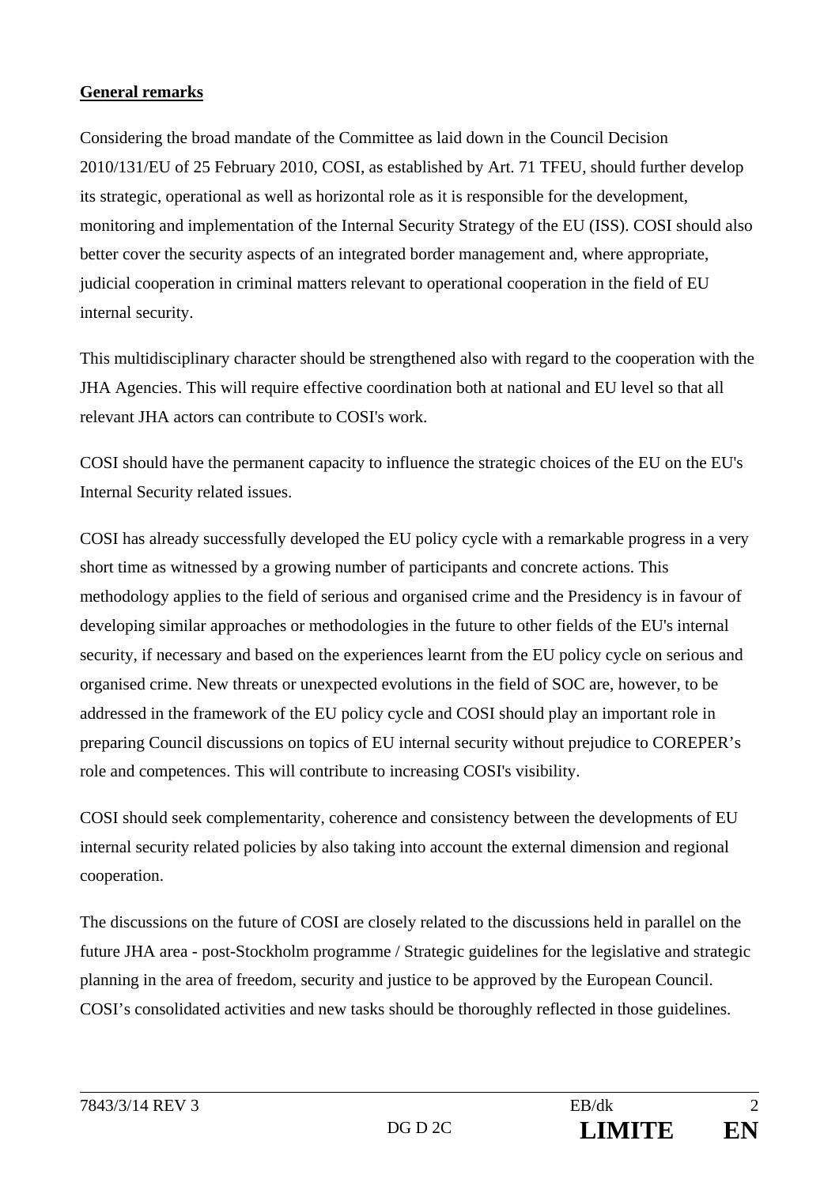**General remarks**

Considering the broad mandate of the Committee as laid down in the Council Decision 2010/131/EU of 25 February 2010, COSI, as established by Art. 71 TFEU, should further develop its strategic, operational as well as horizontal role as it is responsible for the development, monitoring and implementation of the Internal Security Strategy of the EU (ISS). COSI should also better cover the security aspects of an integrated border management and, where appropriate, judicial cooperation in criminal matters relevant to operational cooperation in the field of EU internal security.

This multidisciplinary character should be strengthened also with regard to the cooperation with the JHA Agencies. This will require effective coordination both at national and EU level so that all relevant JHA actors can contribute to COSI's work.

COSI should have the permanent capacity to influence the strategic choices of the EU on the EU's Internal Security related issues.

COSI has already successfully developed the EU policy cycle with a remarkable progress in a very short time as witnessed by a growing number of participants and concrete actions. This methodology applies to the field of serious and organised crime and the Presidency is in favour of developing similar approaches or methodologies in the future to other fields of the EU's internal security, if necessary and based on the experiences learnt from the EU policy cycle on serious and organised crime. New threats or unexpected evolutions in the field of SOC are, however, to be addressed in the framework of the EU policy cycle and COSI should play an important role in preparing Council discussions on topics of EU internal security without prejudice to COREPER's role and competences. This will contribute to increasing COSI's visibility.

COSI should seek complementarity, coherence and consistency between the developments of EU internal security related policies by also taking into account the external dimension and regional cooperation.

The discussions on the future of COSI are closely related to the discussions held in parallel on the future JHA area - post-Stockholm programme / Strategic guidelines for the legislative and strategic planning in the area of freedom, security and justice to be approved by the European Council. COSI's consolidated activities and new tasks should be thoroughly reflected in those guidelines.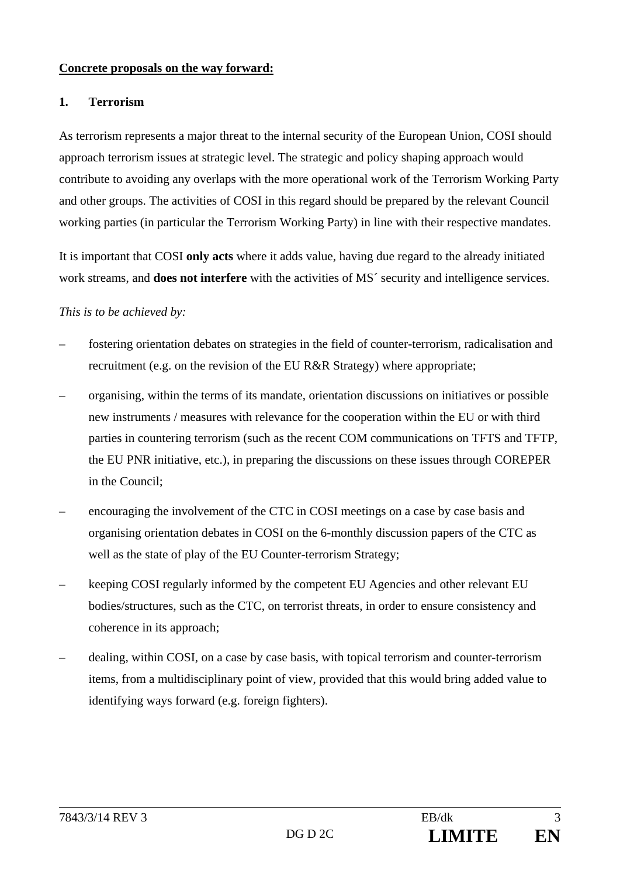**Concrete proposals on the way forward:**

**1. Terrorism**

As terrorism represents a major threat to the internal security of the European Union, COSI should approach terrorism issues at strategic level. The strategic and policy shaping approach would contribute to avoiding any overlaps with the more operational work of the Terrorism Working Party and other groups. The activities of COSI in this regard should be prepared by the relevant Council working parties (in particular the Terrorism Working Party) in line with their respective mandates.

It is important that COSI **only acts** where it adds value, having due regard to the already initiated work streams, and **does not interfere** with the activities of MS´ security and intelligence services.

*This is to be achieved by:*

- fostering orientation debates on strategies in the field of counter-terrorism, radicalisation and recruitment (e.g. on the revision of the EU R&R Strategy) where appropriate;
- organising, within the terms of its mandate, orientation discussions on initiatives or possible new instruments / measures with relevance for the cooperation within the EU or with third parties in countering terrorism (such as the recent COM communications on TFTS and TFTP, the EU PNR initiative, etc.), in preparing the discussions on these issues through COREPER in the Council;
- encouraging the involvement of the CTC in COSI meetings on a case by case basis and organising orientation debates in COSI on the 6-monthly discussion papers of the CTC as well as the state of play of the EU Counter-terrorism Strategy;
- keeping COSI regularly informed by the competent EU Agencies and other relevant EU bodies/structures, such as the CTC, on terrorist threats, in order to ensure consistency and coherence in its approach;
- dealing, within COSI, on a case by case basis, with topical terrorism and counter-terrorism items, from a multidisciplinary point of view, provided that this would bring added value to identifying ways forward (e.g. foreign fighters).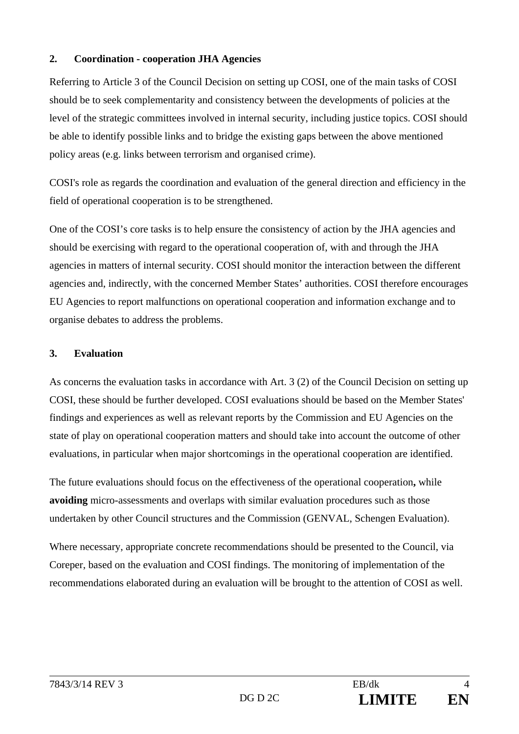## 2. Coordination - cooperation JHA Agencies

Referring to Article 3 of the Council Decision on setting up COSI, one of the main tasks of COSI should be to seek complementarity and consistency between the developments of policies at the level of the strategic committees involved in internal security, including justice topics. COSI should be able to identify possible links and to bridge the existing gaps between the above mentioned policy areas (e.g. links between terrorism and organised crime).

COSI's role as regards the coordination and evaluation of the general direction and efficiency in the field of operational cooperation is to be strengthened.

One of the COSI's core tasks is to help ensure the consistency of action by the JHA agencies and should be exercising with regard to the operational cooperation of, with and through the JHA agencies in matters of internal security. COSI should monitor the interaction between the different agencies and, indirectly, with the concerned Member States' authorities. COSI therefore encourages EU Agencies to report malfunctions on operational cooperation and information exchange and to organise debates to address the problems.

## 3. Evaluation

As concerns the evaluation tasks in accordance with Art. 3 (2) of the Council Decision on setting up COSI, these should be further developed. COSI evaluations should be based on the Member States' findings and experiences as well as relevant reports by the Commission and EU Agencies on the state of play on operational cooperation matters and should take into account the outcome of other evaluations, in particular when major shortcomings in the operational cooperation are identified.

The future evaluations should focus on the effectiveness of the operational cooperation**,** while **avoiding** micro-assessments and overlaps with similar evaluation procedures such as those undertaken by other Council structures and the Commission (GENVAL, Schengen Evaluation).

Where necessary, appropriate concrete recommendations should be presented to the Council, via Coreper, based on the evaluation and COSI findings. The monitoring of implementation of the recommendations elaborated during an evaluation will be brought to the attention of COSI as well.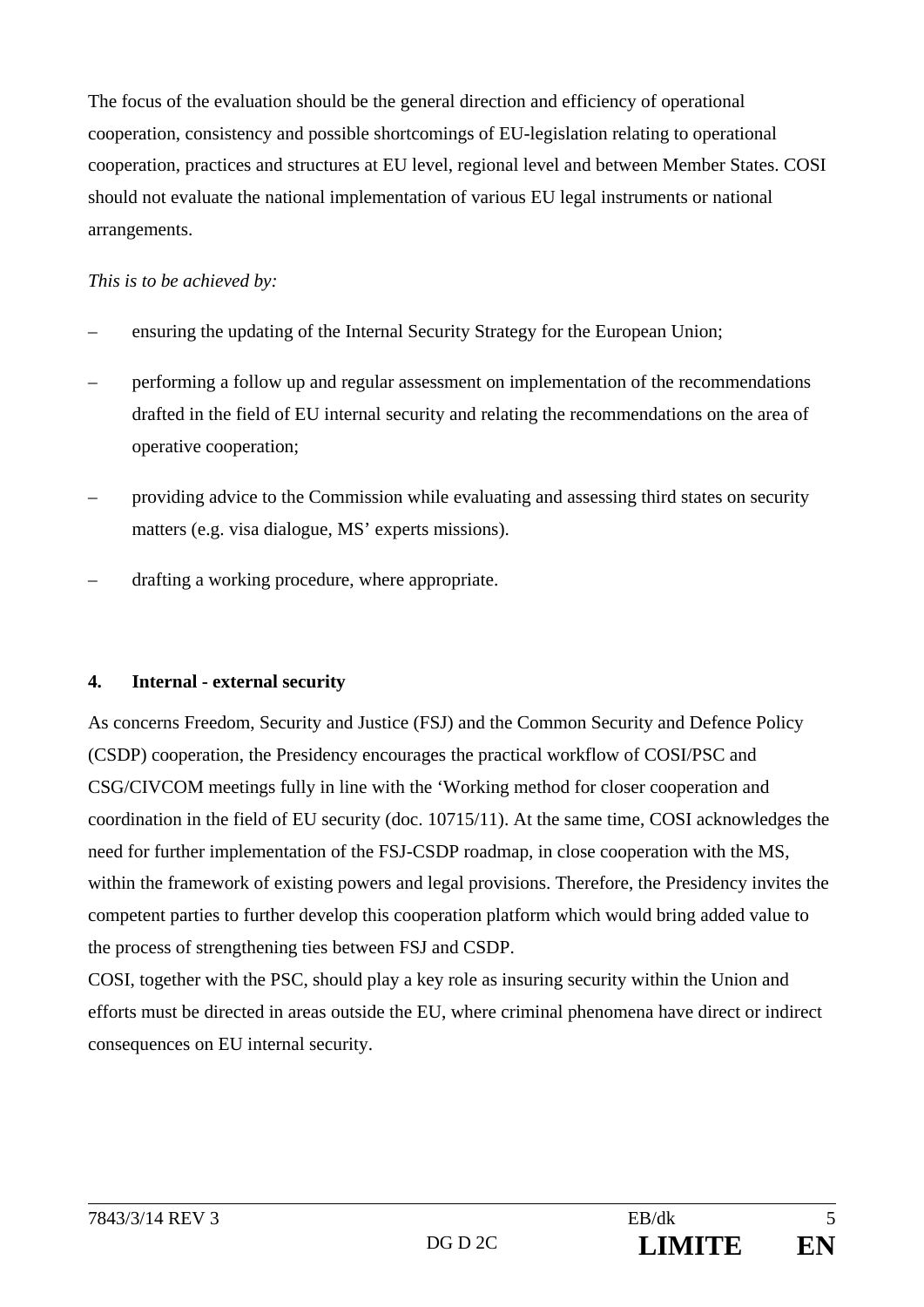The focus of the evaluation should be the general direction and efficiency of operational cooperation, consistency and possible shortcomings of EU-legislation relating to operational cooperation, practices and structures at EU level, regional level and between Member States. COSI should not evaluate the national implementation of various EU legal instruments or national arrangements.

*This is to be achieved by:*

- ensuring the updating of the Internal Security Strategy for the European Union;
- performing a follow up and regular assessment on implementation of the recommendations drafted in the field of EU internal security and relating the recommendations on the area of operative cooperation;
- providing advice to the Commission while evaluating and assessing third states on security matters (e.g. visa dialogue, MS' experts missions).
- drafting a working procedure, where appropriate.

**4. Internal - external security**

As concerns Freedom, Security and Justice (FSJ) and the Common Security and Defence Policy (CSDP) cooperation, the Presidency encourages the practical workflow of COSI/PSC and CSG/CIVCOM meetings fully in line with the 'Working method for closer cooperation and coordination in the field of EU security (doc. 10715/11). At the same time, COSI acknowledges the need for further implementation of the FSJ-CSDP roadmap, in close cooperation with the MS, within the framework of existing powers and legal provisions. Therefore, the Presidency invites the competent parties to further develop this cooperation platform which would bring added value to the process of strengthening ties between FSJ and CSDP.
COSI, together with the PSC, should play a key role as insuring security within the Union and efforts must be directed in areas outside the EU, where criminal phenomena have direct or indirect consequences on EU internal security.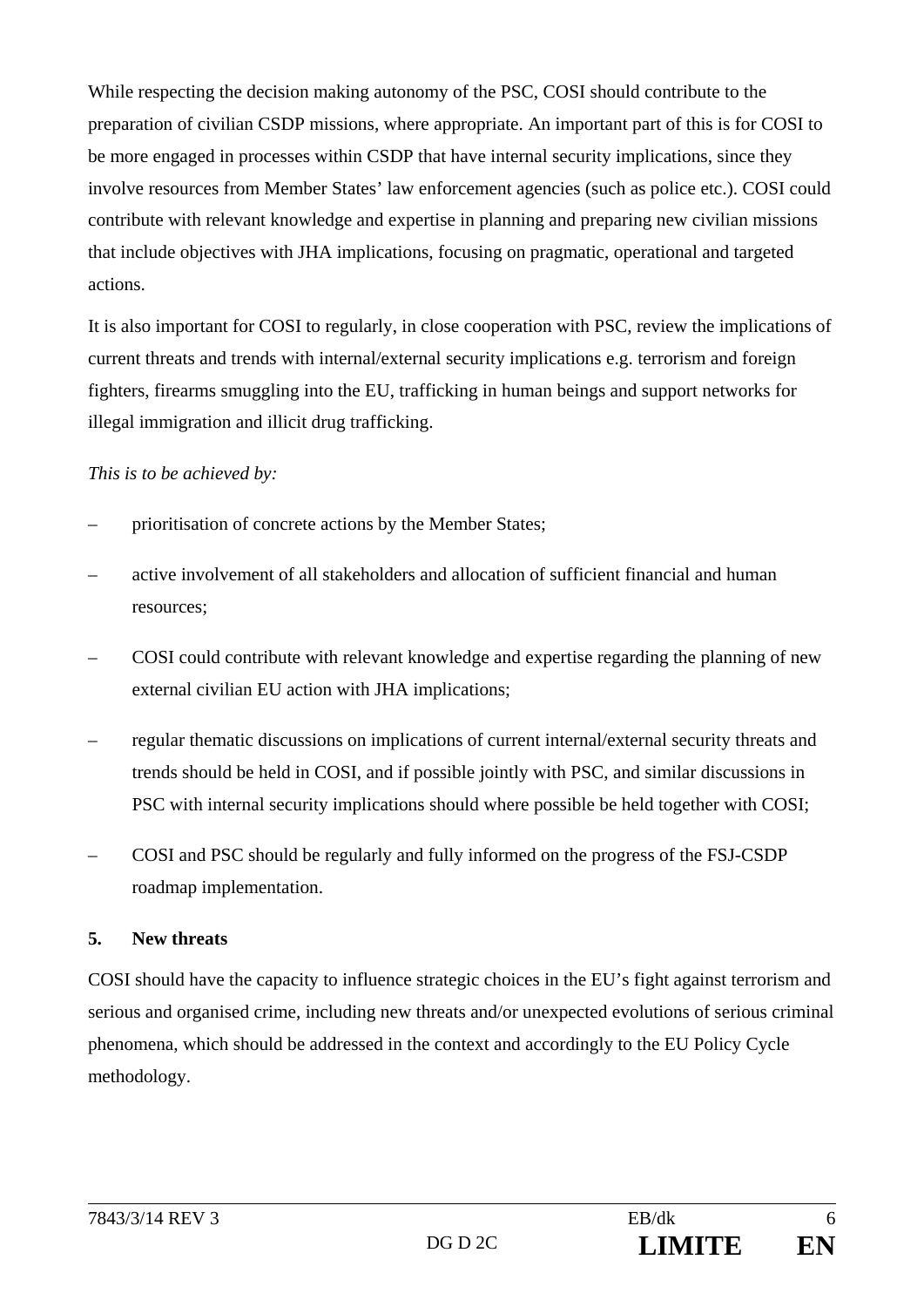While respecting the decision making autonomy of the PSC, COSI should contribute to the preparation of civilian CSDP missions, where appropriate. An important part of this is for COSI to be more engaged in processes within CSDP that have internal security implications, since they involve resources from Member States' law enforcement agencies (such as police etc.). COSI could contribute with relevant knowledge and expertise in planning and preparing new civilian missions that include objectives with JHA implications, focusing on pragmatic, operational and targeted actions.

It is also important for COSI to regularly, in close cooperation with PSC, review the implications of current threats and trends with internal/external security implications e.g. terrorism and foreign fighters, firearms smuggling into the EU, trafficking in human beings and support networks for illegal immigration and illicit drug trafficking.

*This is to be achieved by:*

- prioritisation of concrete actions by the Member States;
- active involvement of all stakeholders and allocation of sufficient financial and human resources;
- COSI could contribute with relevant knowledge and expertise regarding the planning of new external civilian EU action with JHA implications;
- regular thematic discussions on implications of current internal/external security threats and trends should be held in COSI, and if possible jointly with PSC, and similar discussions in PSC with internal security implications should where possible be held together with COSI;
- COSI and PSC should be regularly and fully informed on the progress of the FSJ-CSDP roadmap implementation.

## 5. New threats

COSI should have the capacity to influence strategic choices in the EU's fight against terrorism and serious and organised crime, including new threats and/or unexpected evolutions of serious criminal phenomena, which should be addressed in the context and accordingly to the EU Policy Cycle methodology.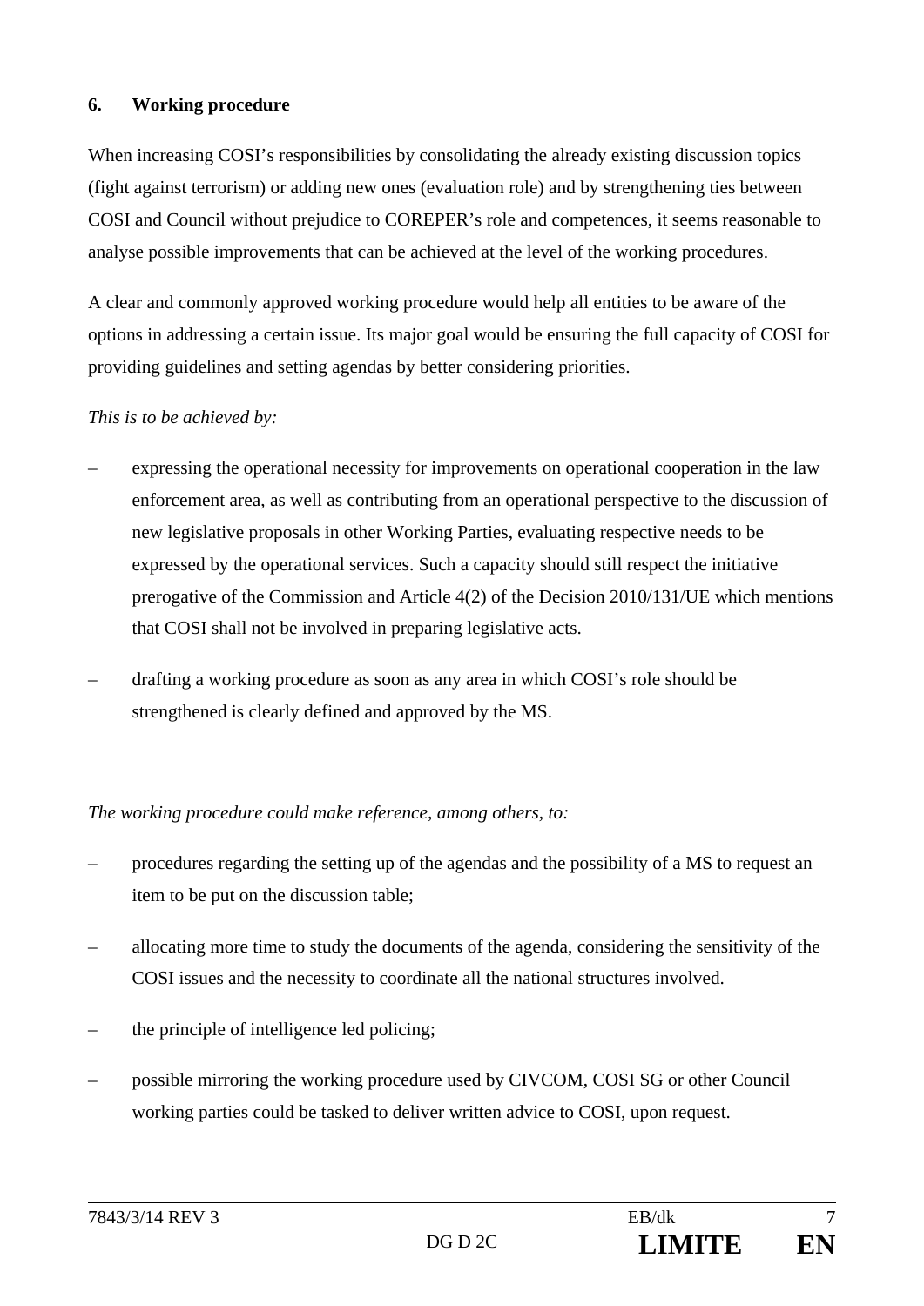## 6. Working procedure

When increasing COSI's responsibilities by consolidating the already existing discussion topics (fight against terrorism) or adding new ones (evaluation role) and by strengthening ties between COSI and Council without prejudice to COREPER's role and competences, it seems reasonable to analyse possible improvements that can be achieved at the level of the working procedures.

A clear and commonly approved working procedure would help all entities to be aware of the options in addressing a certain issue. Its major goal would be ensuring the full capacity of COSI for providing guidelines and setting agendas by better considering priorities.

*This is to be achieved by:*

- expressing the operational necessity for improvements on operational cooperation in the law enforcement area, as well as contributing from an operational perspective to the discussion of new legislative proposals in other Working Parties, evaluating respective needs to be expressed by the operational services. Such a capacity should still respect the initiative prerogative of the Commission and Article 4(2) of the Decision 2010/131/UE which mentions that COSI shall not be involved in preparing legislative acts.
- drafting a working procedure as soon as any area in which COSI's role should be strengthened is clearly defined and approved by the MS.

*The working procedure could make reference, among others, to:*

- procedures regarding the setting up of the agendas and the possibility of a MS to request an item to be put on the discussion table;
- allocating more time to study the documents of the agenda, considering the sensitivity of the COSI issues and the necessity to coordinate all the national structures involved.
- the principle of intelligence led policing;
- possible mirroring the working procedure used by CIVCOM, COSI SG or other Council working parties could be tasked to deliver written advice to COSI, upon request.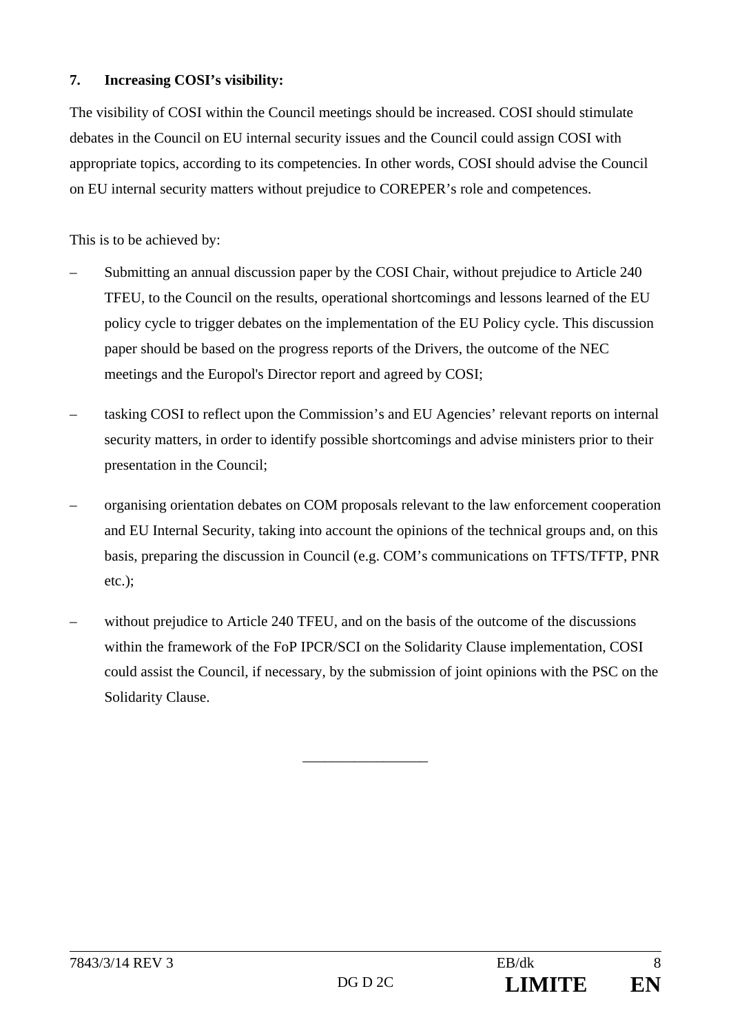**7. Increasing COSI's visibility:**

The visibility of COSI within the Council meetings should be increased. COSI should stimulate debates in the Council on EU internal security issues and the Council could assign COSI with appropriate topics, according to its competencies. In other words, COSI should advise the Council on EU internal security matters without prejudice to COREPER's role and competences.

This is to be achieved by:

– Submitting an annual discussion paper by the COSI Chair, without prejudice to Article 240 TFEU, to the Council on the results, operational shortcomings and lessons learned of the EU policy cycle to trigger debates on the implementation of the EU Policy cycle. This discussion paper should be based on the progress reports of the Drivers, the outcome of the NEC meetings and the Europol's Director report and agreed by COSI;

– tasking COSI to reflect upon the Commission's and EU Agencies' relevant reports on internal security matters, in order to identify possible shortcomings and advise ministers prior to their presentation in the Council;

– organising orientation debates on COM proposals relevant to the law enforcement cooperation and EU Internal Security, taking into account the opinions of the technical groups and, on this basis, preparing the discussion in Council (e.g. COM's communications on TFTS/TFTP, PNR etc.);

– without prejudice to Article 240 TFEU, and on the basis of the outcome of the discussions within the framework of the FoP IPCR/SCI on the Solidarity Clause implementation, COSI could assist the Council, if necessary, by the submission of joint opinions with the PSC on the Solidarity Clause.

________________